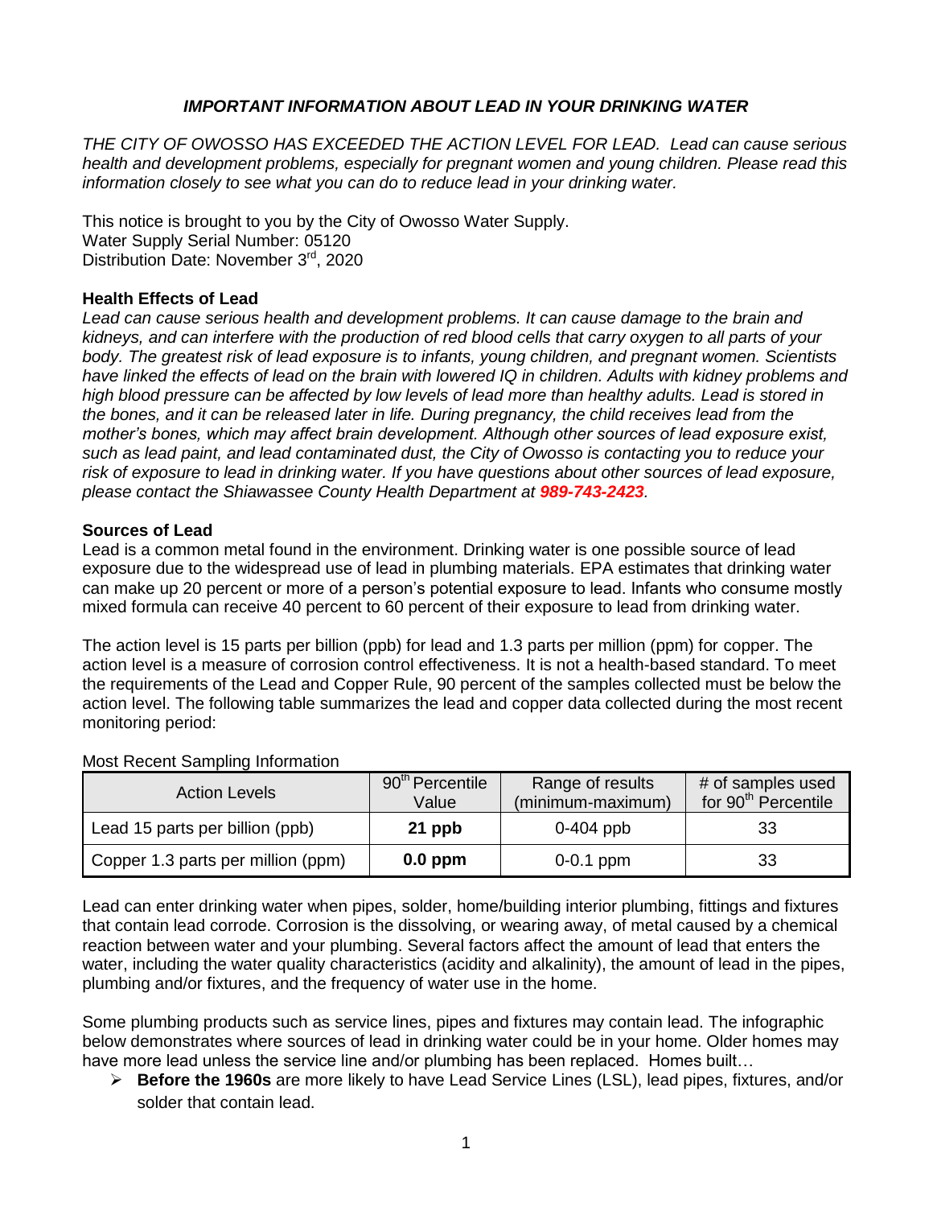## *IMPORTANT INFORMATION ABOUT LEAD IN YOUR DRINKING WATER*

*THE CITY OF OWOSSO HAS EXCEEDED THE ACTION LEVEL FOR LEAD. Lead can cause serious health and development problems, especially for pregnant women and young children. Please read this information closely to see what you can do to reduce lead in your drinking water.*

This notice is brought to you by the City of Owosso Water Supply.
Water Supply Serial Number: 05120
Distribution Date: November 3rd, 2020

### Health Effects of Lead

*Lead can cause serious health and development problems. It can cause damage to the brain and kidneys, and can interfere with the production of red blood cells that carry oxygen to all parts of your body. The greatest risk of lead exposure is to infants, young children, and pregnant women. Scientists have linked the effects of lead on the brain with lowered IQ in children. Adults with kidney problems and high blood pressure can be affected by low levels of lead more than healthy adults. Lead is stored in the bones, and it can be released later in life. During pregnancy, the child receives lead from the mother's bones, which may affect brain development. Although other sources of lead exposure exist, such as lead paint, and lead contaminated dust, the City of Owosso is contacting you to reduce your risk of exposure to lead in drinking water. If you have questions about other sources of lead exposure, please contact the Shiawassee County Health Department at **989-743-2423**.*

### Sources of Lead

Lead is a common metal found in the environment. Drinking water is one possible source of lead exposure due to the widespread use of lead in plumbing materials. EPA estimates that drinking water can make up 20 percent or more of a person's potential exposure to lead. Infants who consume mostly mixed formula can receive 40 percent to 60 percent of their exposure to lead from drinking water.

The action level is 15 parts per billion (ppb) for lead and 1.3 parts per million (ppm) for copper. The action level is a measure of corrosion control effectiveness. It is not a health-based standard. To meet the requirements of the Lead and Copper Rule, 90 percent of the samples collected must be below the action level. The following table summarizes the lead and copper data collected during the most recent monitoring period:

Most Recent Sampling Information

| Action Levels | 90th Percentile Value | Range of results (minimum-maximum) | # of samples used for 90th Percentile |
| --- | --- | --- | --- |
| Lead 15 parts per billion (ppb) | **21 ppb** | 0-404 ppb | 33 |
| Copper 1.3 parts per million (ppm) | **0.0 ppm** | 0-0.1 ppm | 33 |

Lead can enter drinking water when pipes, solder, home/building interior plumbing, fittings and fixtures that contain lead corrode. Corrosion is the dissolving, or wearing away, of metal caused by a chemical reaction between water and your plumbing. Several factors affect the amount of lead that enters the water, including the water quality characteristics (acidity and alkalinity), the amount of lead in the pipes, plumbing and/or fixtures, and the frequency of water use in the home.

Some plumbing products such as service lines, pipes and fixtures may contain lead. The infographic below demonstrates where sources of lead in drinking water could be in your home. Older homes may have more lead unless the service line and/or plumbing has been replaced. Homes built…

- **Before the 1960s** are more likely to have Lead Service Lines (LSL), lead pipes, fixtures, and/or solder that contain lead.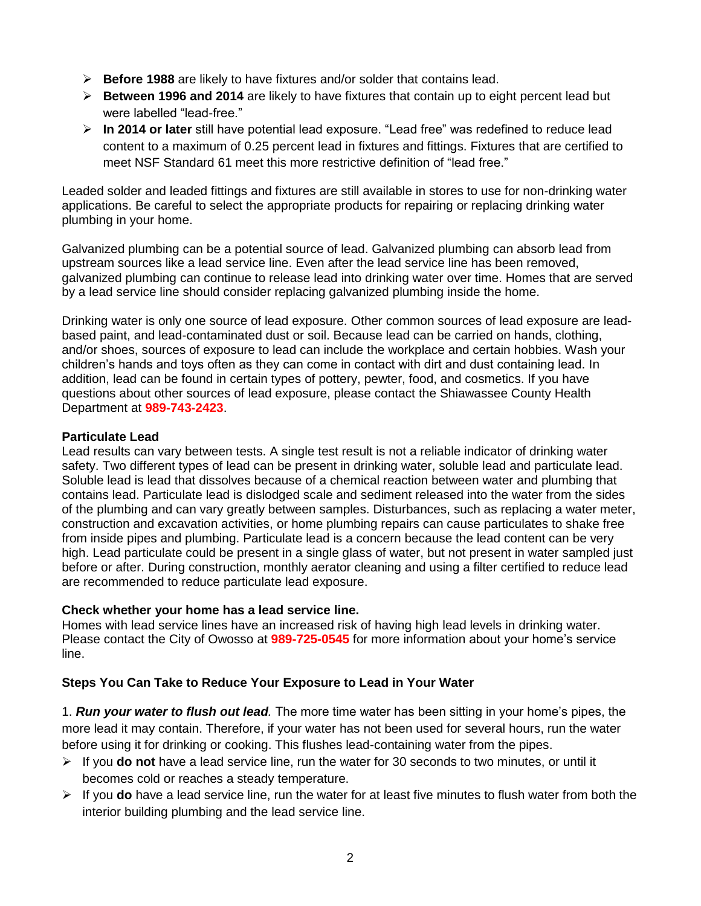- **Before 1988** are likely to have fixtures and/or solder that contains lead.
- **Between 1996 and 2014** are likely to have fixtures that contain up to eight percent lead but were labelled "lead-free."
- **In 2014 or later** still have potential lead exposure. "Lead free" was redefined to reduce lead content to a maximum of 0.25 percent lead in fixtures and fittings. Fixtures that are certified to meet NSF Standard 61 meet this more restrictive definition of "lead free."

Leaded solder and leaded fittings and fixtures are still available in stores to use for non-drinking water applications. Be careful to select the appropriate products for repairing or replacing drinking water plumbing in your home.

Galvanized plumbing can be a potential source of lead. Galvanized plumbing can absorb lead from upstream sources like a lead service line. Even after the lead service line has been removed, galvanized plumbing can continue to release lead into drinking water over time. Homes that are served by a lead service line should consider replacing galvanized plumbing inside the home.

Drinking water is only one source of lead exposure. Other common sources of lead exposure are lead-based paint, and lead-contaminated dust or soil. Because lead can be carried on hands, clothing, and/or shoes, sources of exposure to lead can include the workplace and certain hobbies. Wash your children's hands and toys often as they can come in contact with dirt and dust containing lead. In addition, lead can be found in certain types of pottery, pewter, food, and cosmetics. If you have questions about other sources of lead exposure, please contact the Shiawassee County Health Department at **989-743-2423**.

**Particulate Lead**

Lead results can vary between tests. A single test result is not a reliable indicator of drinking water safety. Two different types of lead can be present in drinking water, soluble lead and particulate lead. Soluble lead is lead that dissolves because of a chemical reaction between water and plumbing that contains lead. Particulate lead is dislodged scale and sediment released into the water from the sides of the plumbing and can vary greatly between samples. Disturbances, such as replacing a water meter, construction and excavation activities, or home plumbing repairs can cause particulates to shake free from inside pipes and plumbing. Particulate lead is a concern because the lead content can be very high. Lead particulate could be present in a single glass of water, but not present in water sampled just before or after. During construction, monthly aerator cleaning and using a filter certified to reduce lead are recommended to reduce particulate lead exposure.

**Check whether your home has a lead service line.**

Homes with lead service lines have an increased risk of having high lead levels in drinking water. Please contact the City of Owosso at **989-725-0545** for more information about your home's service line.

**Steps You Can Take to Reduce Your Exposure to Lead in Your Water**

1. ***Run your water to flush out lead.*** The more time water has been sitting in your home's pipes, the more lead it may contain. Therefore, if your water has not been used for several hours, run the water before using it for drinking or cooking. This flushes lead-containing water from the pipes.

- If you **do not** have a lead service line, run the water for 30 seconds to two minutes, or until it becomes cold or reaches a steady temperature.
- If you **do** have a lead service line, run the water for at least five minutes to flush water from both the interior building plumbing and the lead service line.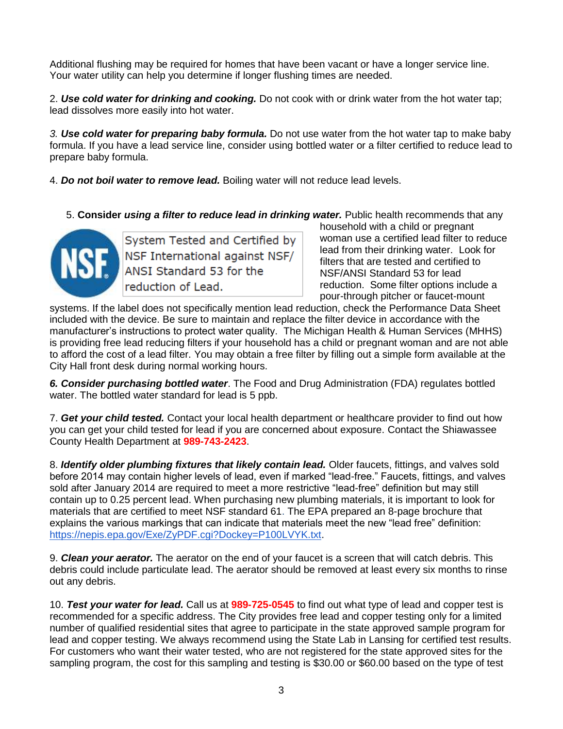Additional flushing may be required for homes that have been vacant or have a longer service line. Your water utility can help you determine if longer flushing times are needed.

2. ***Use cold water for drinking and cooking.*** Do not cook with or drink water from the hot water tap; lead dissolves more easily into hot water.

*3.* ***Use cold water for preparing baby formula.*** Do not use water from the hot water tap to make baby formula. If you have a lead service line, consider using bottled water or a filter certified to reduce lead to prepare baby formula.

4. ***Do not boil water to remove lead.*** Boiling water will not reduce lead levels.

5. **Consider *using a filter to reduce lead in drinking water.*** Public health recommends that any household with a child or pregnant woman use a certified lead filter to reduce lead from their drinking water. Look for filters that are tested and certified to NSF/ANSI Standard 53 for lead reduction. Some filter options include a pour-through pitcher or faucet-mount systems. If the label does not specifically mention lead reduction, check the Performance Data Sheet included with the device. Be sure to maintain and replace the filter device in accordance with the manufacturer's instructions to protect water quality. The Michigan Health & Human Services (MHHS) is providing free lead reducing filters if your household has a child or pregnant woman and are not able to afford the cost of a lead filter. You may obtain a free filter by filling out a simple form available at the City Hall front desk during normal working hours.

NSF — System Tested and Certified by NSF International against NSF/ANSI Standard 53 for the reduction of Lead.

***6. Consider purchasing bottled water***. The Food and Drug Administration (FDA) regulates bottled water. The bottled water standard for lead is 5 ppb.

7. ***Get your child tested.*** Contact your local health department or healthcare provider to find out how you can get your child tested for lead if you are concerned about exposure. Contact the Shiawassee County Health Department at **989-743-2423**.

8. ***Identify older plumbing fixtures that likely contain lead.*** Older faucets, fittings, and valves sold before 2014 may contain higher levels of lead, even if marked "lead-free." Faucets, fittings, and valves sold after January 2014 are required to meet a more restrictive "lead-free" definition but may still contain up to 0.25 percent lead. When purchasing new plumbing materials, it is important to look for materials that are certified to meet NSF standard 61. The EPA prepared an 8-page brochure that explains the various markings that can indicate that materials meet the new "lead free" definition: https://nepis.epa.gov/Exe/ZyPDF.cgi?Dockey=P100LVYK.txt.

9. ***Clean your aerator.*** The aerator on the end of your faucet is a screen that will catch debris. This debris could include particulate lead. The aerator should be removed at least every six months to rinse out any debris.

10. ***Test your water for lead.*** Call us at **989-725-0545** to find out what type of lead and copper test is recommended for a specific address. The City provides free lead and copper testing only for a limited number of qualified residential sites that agree to participate in the state approved sample program for lead and copper testing. We always recommend using the State Lab in Lansing for certified test results. For customers who want their water tested, who are not registered for the state approved sites for the sampling program, the cost for this sampling and testing is $30.00 or $60.00 based on the type of test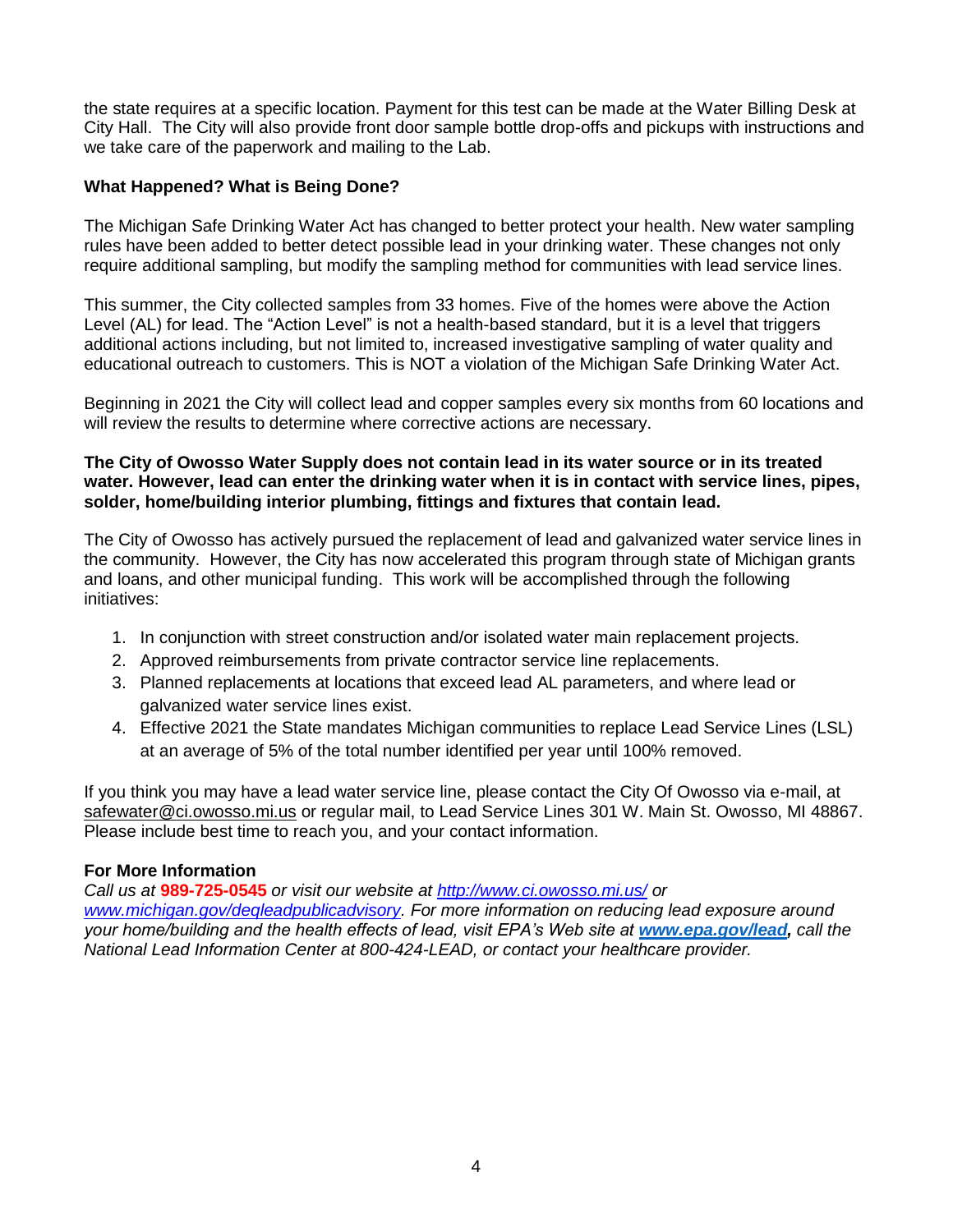the state requires at a specific location. Payment for this test can be made at the Water Billing Desk at City Hall. The City will also provide front door sample bottle drop-offs and pickups with instructions and we take care of the paperwork and mailing to the Lab.

**What Happened? What is Being Done?**

The Michigan Safe Drinking Water Act has changed to better protect your health. New water sampling rules have been added to better detect possible lead in your drinking water. These changes not only require additional sampling, but modify the sampling method for communities with lead service lines.

This summer, the City collected samples from 33 homes. Five of the homes were above the Action Level (AL) for lead. The "Action Level" is not a health-based standard, but it is a level that triggers additional actions including, but not limited to, increased investigative sampling of water quality and educational outreach to customers. This is NOT a violation of the Michigan Safe Drinking Water Act.

Beginning in 2021 the City will collect lead and copper samples every six months from 60 locations and will review the results to determine where corrective actions are necessary.

**The City of Owosso Water Supply does not contain lead in its water source or in its treated water. However, lead can enter the drinking water when it is in contact with service lines, pipes, solder, home/building interior plumbing, fittings and fixtures that contain lead.**

The City of Owosso has actively pursued the replacement of lead and galvanized water service lines in the community. However, the City has now accelerated this program through state of Michigan grants and loans, and other municipal funding. This work will be accomplished through the following initiatives:

1. In conjunction with street construction and/or isolated water main replacement projects.
2. Approved reimbursements from private contractor service line replacements.
3. Planned replacements at locations that exceed lead AL parameters, and where lead or galvanized water service lines exist.
4. Effective 2021 the State mandates Michigan communities to replace Lead Service Lines (LSL) at an average of 5% of the total number identified per year until 100% removed.

If you think you may have a lead water service line, please contact the City Of Owosso via e-mail, at safewater@ci.owosso.mi.us or regular mail, to Lead Service Lines 301 W. Main St. Owosso, MI 48867. Please include best time to reach you, and your contact information.

**For More Information**

*Call us at* **989-725-0545** *or visit our website at [http://www.ci.owosso.mi.us/](http://www.ci.owosso.mi.us/) or [www.michigan.gov/deqleadpublicadvisory](www.michigan.gov/deqleadpublicadvisory). For more information on reducing lead exposure around your home/building and the health effects of lead, visit EPA's Web site at* ***[www.epa.gov/lead](www.epa.gov/lead),*** *call the National Lead Information Center at 800-424-LEAD, or contact your healthcare provider.*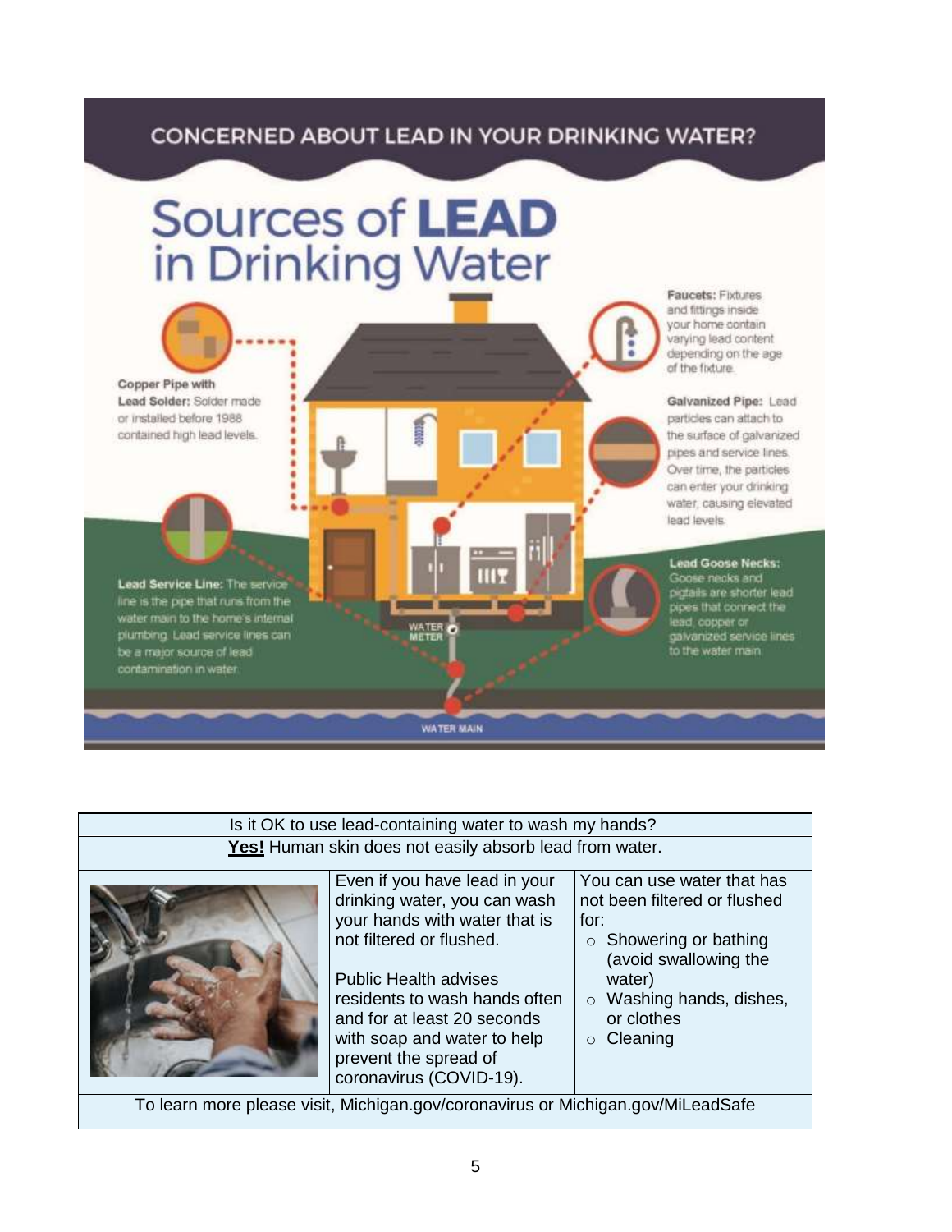CONCERNED ABOUT LEAD IN YOUR DRINKING WATER?

# Sources of **LEAD** in Drinking Water

**Copper Pipe with Lead Solder:** Solder made or installed before 1988 contained high lead levels.

**Lead Service Line:** The service line is the pipe that runs from the water main to the home's internal plumbing. Lead service lines can be a major source of lead contamination in water.

**Faucets:** Fixtures and fittings inside your home contain varying lead content depending on the age of the fixture.

**Galvanized Pipe:** Lead particles can attach to the surface of galvanized pipes and service lines. Over time, the particles can enter your drinking water, causing elevated lead levels.

**Lead Goose Necks:** Goose necks and pigtails are shorter lead pipes that connect the lead, copper or galvanized service lines to the water main.

WATER METER

WATER MAIN

| Is it OK to use lead-containing water to wash my hands? | | |
|---|---|---|
| **Yes!** Human skin does not easily absorb lead from water. | | |
| | Even if you have lead in your drinking water, you can wash your hands with water that is not filtered or flushed.<br><br>Public Health advises residents to wash hands often and for at least 20 seconds with soap and water to help prevent the spread of coronavirus (COVID-19). | You can use water that has not been filtered or flushed for:<br>○ Showering or bathing (avoid swallowing the water)<br>○ Washing hands, dishes, or clothes<br>○ Cleaning |
| To learn more please visit, Michigan.gov/coronavirus or Michigan.gov/MiLeadSafe | | |